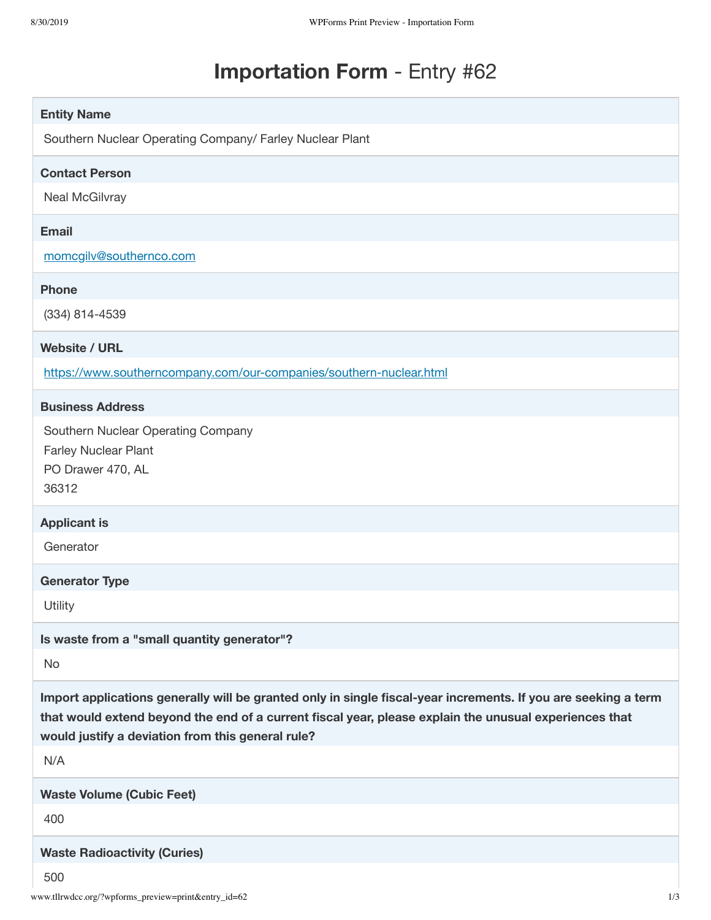# **Importation Form** - Entry #62

**Entity Name**

Southern Nuclear Operating Company/ Farley Nuclear Plant

**Contact Person**

Neal McGilvray

**Email**

momcgilv@southernco.com

**Phone**

(334) 814-4539

**Website / URL**

https://www.southerncompany.com/our-companies/southern-nuclear.html

**Business Address**

Southern Nuclear Operating Company
Farley Nuclear Plant
PO Drawer 470, AL
36312

**Applicant is**

Generator

**Generator Type**

Utility

**Is waste from a "small quantity generator"?**

No

**Import applications generally will be granted only in single fiscal-year increments. If you are seeking a term that would extend beyond the end of a current fiscal year, please explain the unusual experiences that would justify a deviation from this general rule?**

N/A

**Waste Volume (Cubic Feet)**

400

**Waste Radioactivity (Curies)**

500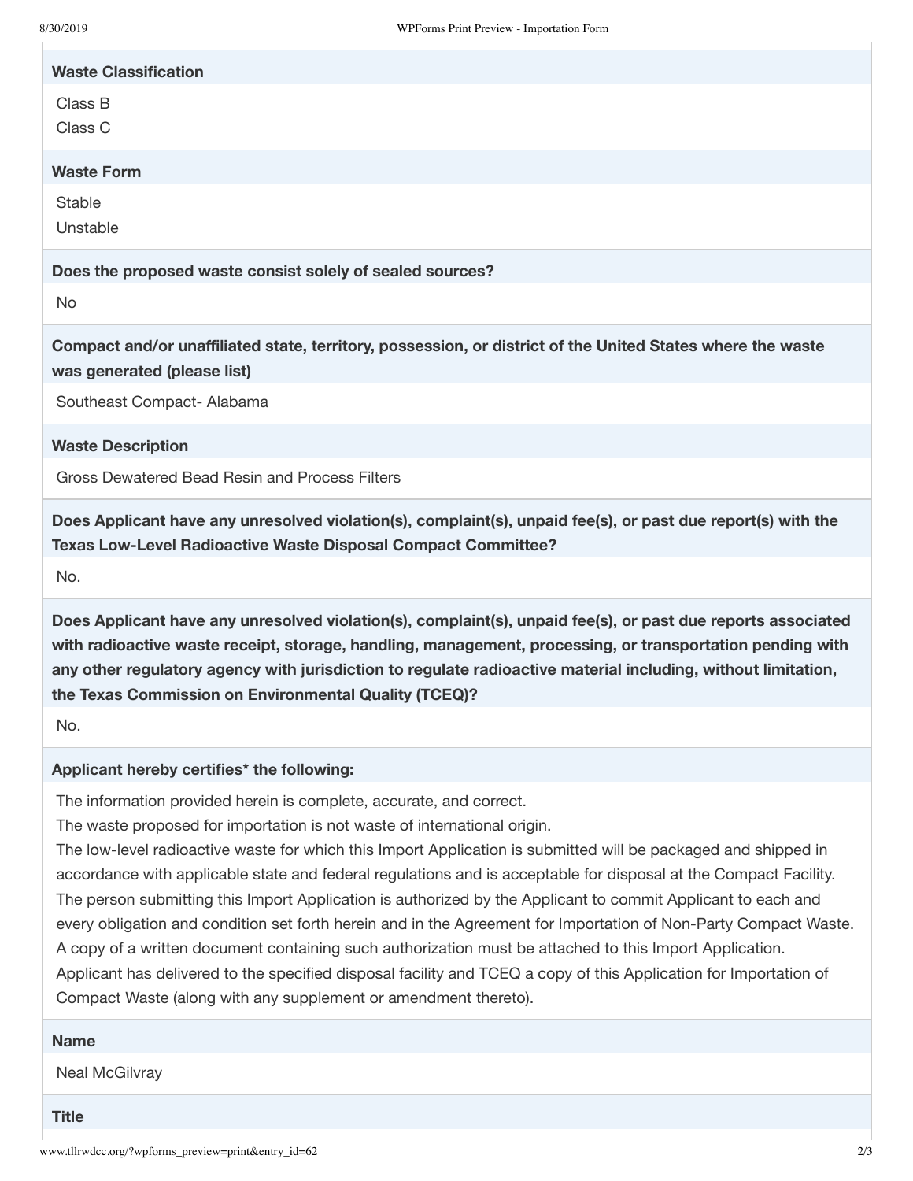**Waste Classification**

Class B
Class C

**Waste Form**

Stable
Unstable

**Does the proposed waste consist solely of sealed sources?**

No

**Compact and/or unaffiliated state, territory, possession, or district of the United States where the waste was generated (please list)**

Southeast Compact- Alabama

**Waste Description**

Gross Dewatered Bead Resin and Process Filters

**Does Applicant have any unresolved violation(s), complaint(s), unpaid fee(s), or past due report(s) with the Texas Low-Level Radioactive Waste Disposal Compact Committee?**

No.

**Does Applicant have any unresolved violation(s), complaint(s), unpaid fee(s), or past due reports associated with radioactive waste receipt, storage, handling, management, processing, or transportation pending with any other regulatory agency with jurisdiction to regulate radioactive material including, without limitation, the Texas Commission on Environmental Quality (TCEQ)?**

No.

**Applicant hereby certifies* the following:**

The information provided herein is complete, accurate, and correct.
The waste proposed for importation is not waste of international origin.
The low-level radioactive waste for which this Import Application is submitted will be packaged and shipped in accordance with applicable state and federal regulations and is acceptable for disposal at the Compact Facility.
The person submitting this Import Application is authorized by the Applicant to commit Applicant to each and every obligation and condition set forth herein and in the Agreement for Importation of Non-Party Compact Waste. A copy of a written document containing such authorization must be attached to this Import Application.
Applicant has delivered to the specified disposal facility and TCEQ a copy of this Application for Importation of Compact Waste (along with any supplement or amendment thereto).

**Name**

Neal McGilvray

**Title**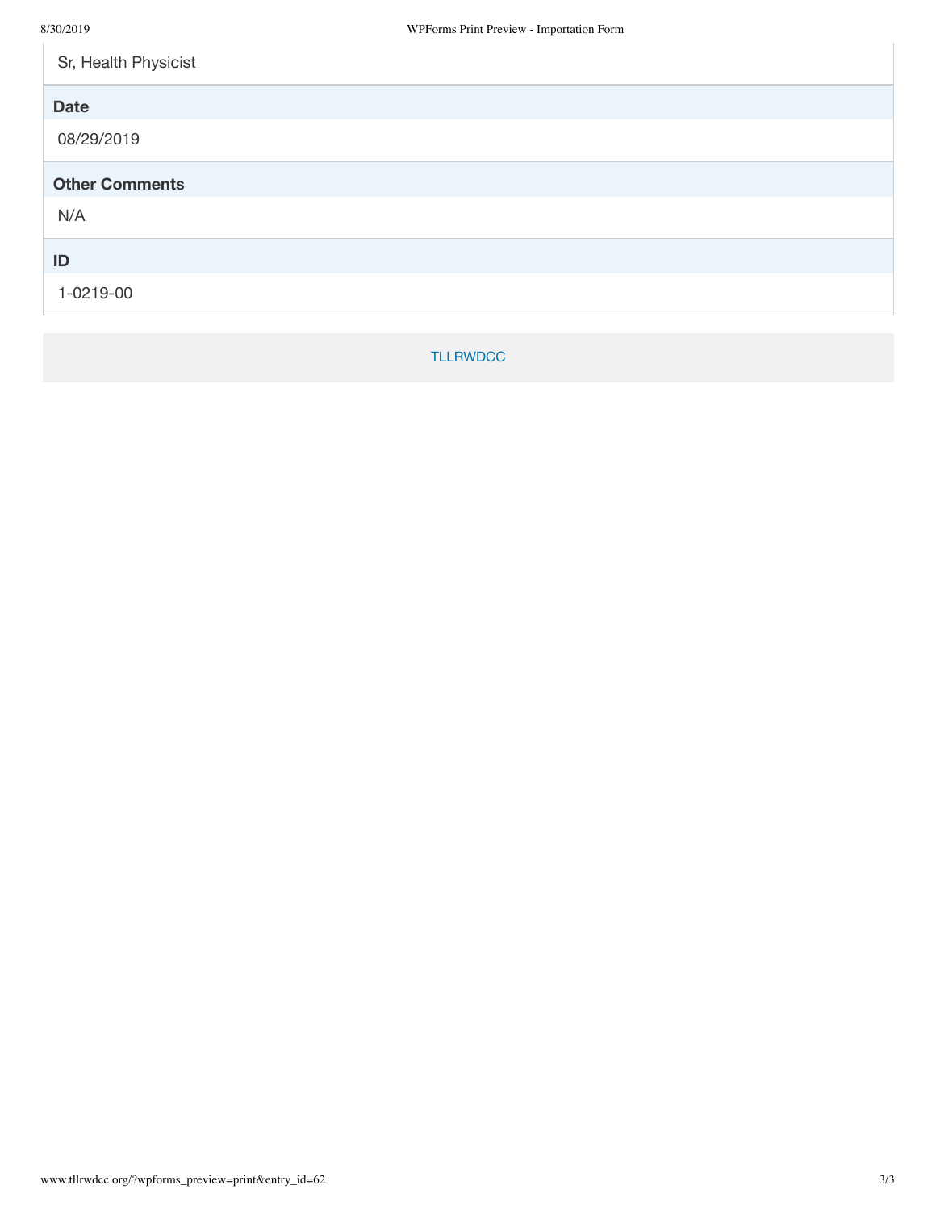Sr, Health Physicist

**Date**

08/29/2019

**Other Comments**

N/A

**ID**

1-0219-00

TLLRWDCC